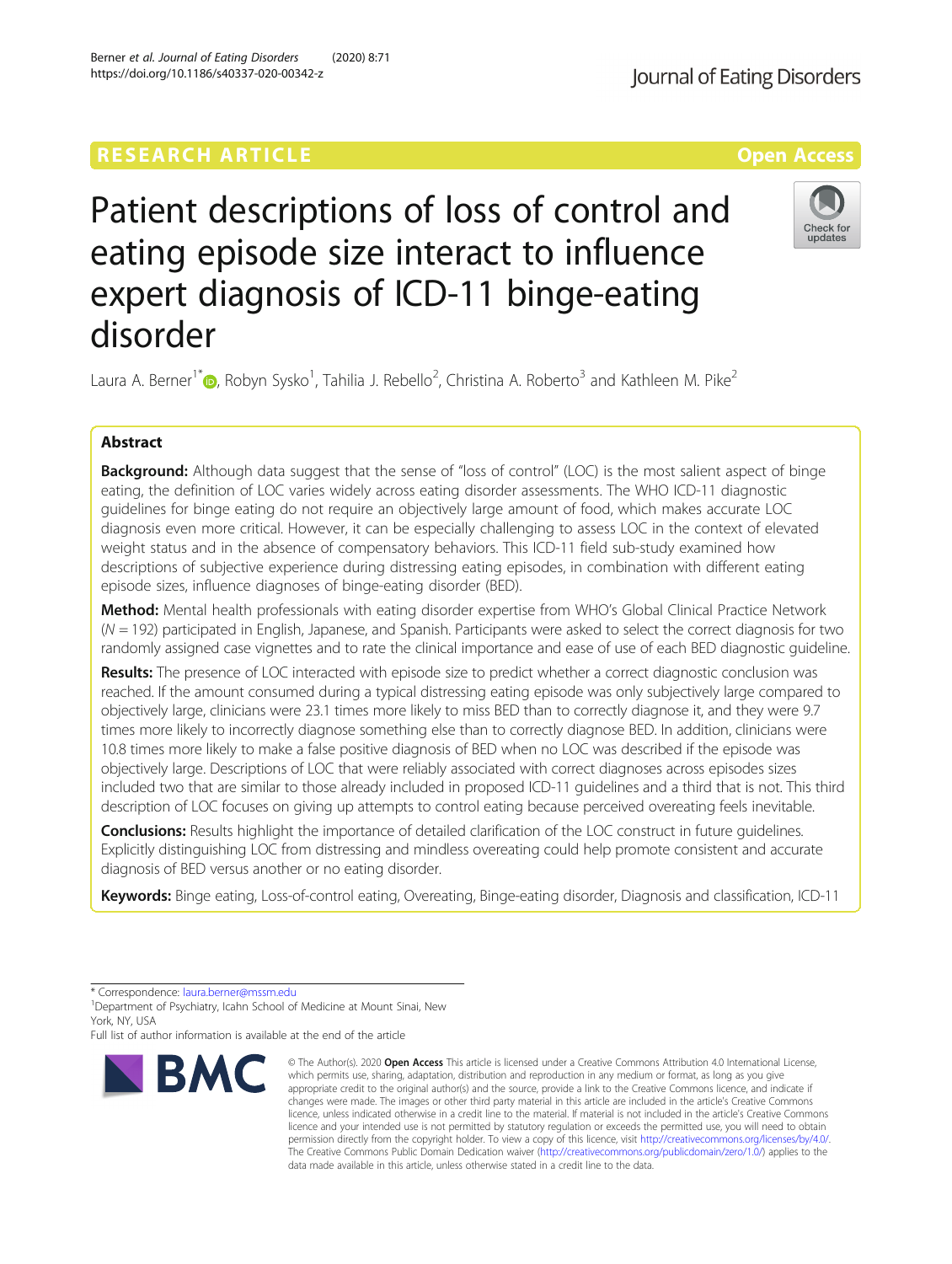RESEARCH ARTICLE

Open Access

# Patient descriptions of loss of control and eating episode size interact to influence expert diagnosis of ICD-11 binge-eating disorder

Laura A. Berner[1*], Robyn Sysko[1], Tahilia J. Rebello[2], Christina A. Roberto[3] and Kathleen M. Pike[2]

## Abstract

**Background:** Although data suggest that the sense of "loss of control" (LOC) is the most salient aspect of binge eating, the definition of LOC varies widely across eating disorder assessments. The WHO ICD-11 diagnostic guidelines for binge eating do not require an objectively large amount of food, which makes accurate LOC diagnosis even more critical. However, it can be especially challenging to assess LOC in the context of elevated weight status and in the absence of compensatory behaviors. This ICD-11 field sub-study examined how descriptions of subjective experience during distressing eating episodes, in combination with different eating episode sizes, influence diagnoses of binge-eating disorder (BED).

**Method:** Mental health professionals with eating disorder expertise from WHO's Global Clinical Practice Network ($N = 192$) participated in English, Japanese, and Spanish. Participants were asked to select the correct diagnosis for two randomly assigned case vignettes and to rate the clinical importance and ease of use of each BED diagnostic guideline.

**Results:** The presence of LOC interacted with episode size to predict whether a correct diagnostic conclusion was reached. If the amount consumed during a typical distressing eating episode was only subjectively large compared to objectively large, clinicians were 23.1 times more likely to miss BED than to correctly diagnose it, and they were 9.7 times more likely to incorrectly diagnose something else than to correctly diagnose BED. In addition, clinicians were 10.8 times more likely to make a false positive diagnosis of BED when no LOC was described if the episode was objectively large. Descriptions of LOC that were reliably associated with correct diagnoses across episodes sizes included two that are similar to those already included in proposed ICD-11 guidelines and a third that is not. This third description of LOC focuses on giving up attempts to control eating because perceived overeating feels inevitable.

**Conclusions:** Results highlight the importance of detailed clarification of the LOC construct in future guidelines. Explicitly distinguishing LOC from distressing and mindless overeating could help promote consistent and accurate diagnosis of BED versus another or no eating disorder.

**Keywords:** Binge eating, Loss-of-control eating, Overeating, Binge-eating disorder, Diagnosis and classification, ICD-11

---

* Correspondence: laura.berner@mssm.edu

[1]Department of Psychiatry, Icahn School of Medicine at Mount Sinai, New York, NY, USA

Full list of author information is available at the end of the article

© The Author(s). 2020 **Open Access** This article is licensed under a Creative Commons Attribution 4.0 International License, which permits use, sharing, adaptation, distribution and reproduction in any medium or format, as long as you give appropriate credit to the original author(s) and the source, provide a link to the Creative Commons licence, and indicate if changes were made. The images or other third party material in this article are included in the article's Creative Commons licence, unless indicated otherwise in a credit line to the material. If material is not included in the article's Creative Commons licence and your intended use is not permitted by statutory regulation or exceeds the permitted use, you will need to obtain permission directly from the copyright holder. To view a copy of this licence, visit http://creativecommons.org/licenses/by/4.0/. The Creative Commons Public Domain Dedication waiver (http://creativecommons.org/publicdomain/zero/1.0/) applies to the data made available in this article, unless otherwise stated in a credit line to the data.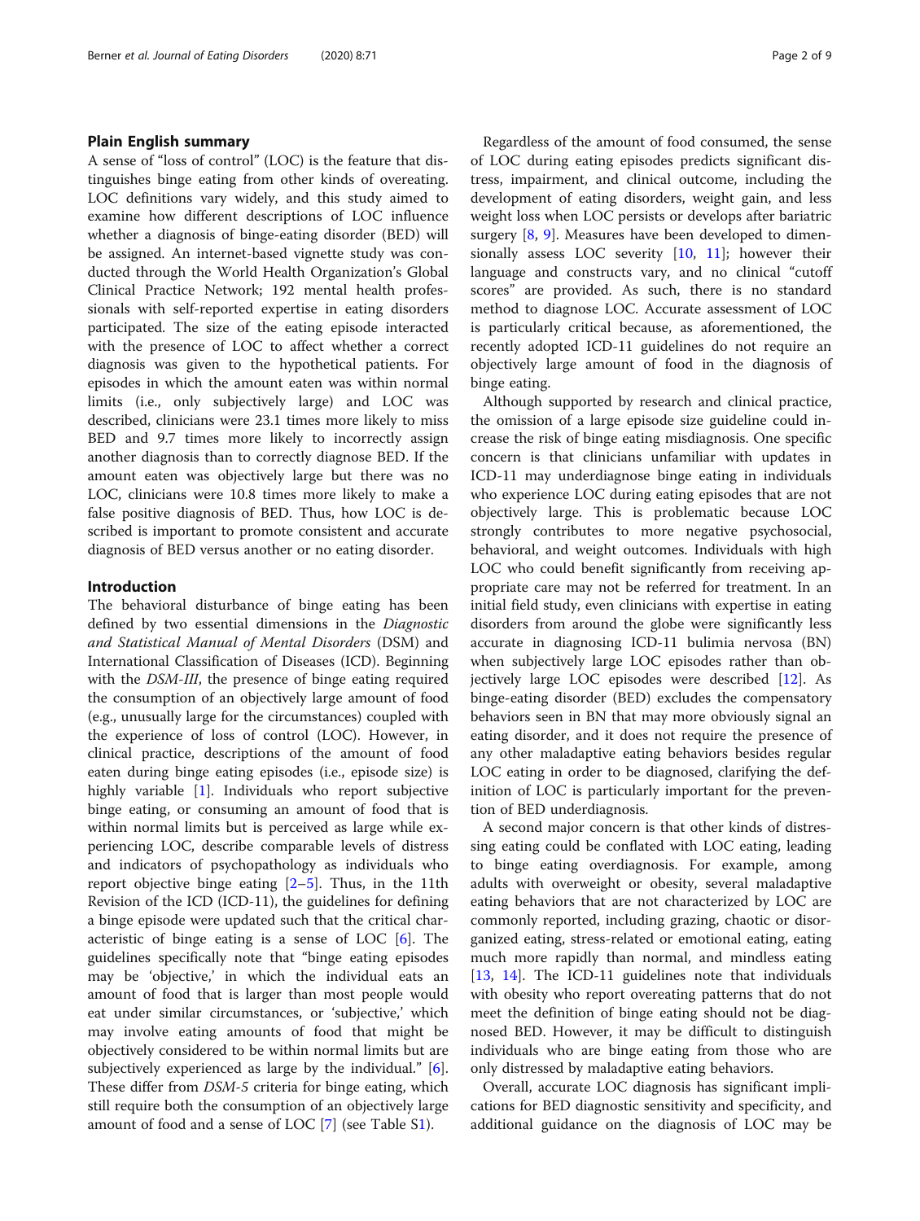## Plain English summary

A sense of "loss of control" (LOC) is the feature that distinguishes binge eating from other kinds of overeating. LOC definitions vary widely, and this study aimed to examine how different descriptions of LOC influence whether a diagnosis of binge-eating disorder (BED) will be assigned. An internet-based vignette study was conducted through the World Health Organization's Global Clinical Practice Network; 192 mental health professionals with self-reported expertise in eating disorders participated. The size of the eating episode interacted with the presence of LOC to affect whether a correct diagnosis was given to the hypothetical patients. For episodes in which the amount eaten was within normal limits (i.e., only subjectively large) and LOC was described, clinicians were 23.1 times more likely to miss BED and 9.7 times more likely to incorrectly assign another diagnosis than to correctly diagnose BED. If the amount eaten was objectively large but there was no LOC, clinicians were 10.8 times more likely to make a false positive diagnosis of BED. Thus, how LOC is described is important to promote consistent and accurate diagnosis of BED versus another or no eating disorder.

## Introduction

The behavioral disturbance of binge eating has been defined by two essential dimensions in the *Diagnostic and Statistical Manual of Mental Disorders* (DSM) and International Classification of Diseases (ICD). Beginning with the *DSM-III*, the presence of binge eating required the consumption of an objectively large amount of food (e.g., unusually large for the circumstances) coupled with the experience of loss of control (LOC). However, in clinical practice, descriptions of the amount of food eaten during binge eating episodes (i.e., episode size) is highly variable [1]. Individuals who report subjective binge eating, or consuming an amount of food that is within normal limits but is perceived as large while experiencing LOC, describe comparable levels of distress and indicators of psychopathology as individuals who report objective binge eating [2–5]. Thus, in the 11th Revision of the ICD (ICD-11), the guidelines for defining a binge episode were updated such that the critical characteristic of binge eating is a sense of LOC [6]. The guidelines specifically note that "binge eating episodes may be 'objective,' in which the individual eats an amount of food that is larger than most people would eat under similar circumstances, or 'subjective,' which may involve eating amounts of food that might be objectively considered to be within normal limits but are subjectively experienced as large by the individual." [6]. These differ from *DSM-5* criteria for binge eating, which still require both the consumption of an objectively large amount of food and a sense of LOC [7] (see Table S1).

Regardless of the amount of food consumed, the sense of LOC during eating episodes predicts significant distress, impairment, and clinical outcome, including the development of eating disorders, weight gain, and less weight loss when LOC persists or develops after bariatric surgery [8, 9]. Measures have been developed to dimensionally assess LOC severity [10, 11]; however their language and constructs vary, and no clinical "cutoff scores" are provided. As such, there is no standard method to diagnose LOC. Accurate assessment of LOC is particularly critical because, as aforementioned, the recently adopted ICD-11 guidelines do not require an objectively large amount of food in the diagnosis of binge eating.

Although supported by research and clinical practice, the omission of a large episode size guideline could increase the risk of binge eating misdiagnosis. One specific concern is that clinicians unfamiliar with updates in ICD-11 may underdiagnose binge eating in individuals who experience LOC during eating episodes that are not objectively large. This is problematic because LOC strongly contributes to more negative psychosocial, behavioral, and weight outcomes. Individuals with high LOC who could benefit significantly from receiving appropriate care may not be referred for treatment. In an initial field study, even clinicians with expertise in eating disorders from around the globe were significantly less accurate in diagnosing ICD-11 bulimia nervosa (BN) when subjectively large LOC episodes rather than objectively large LOC episodes were described [12]. As binge-eating disorder (BED) excludes the compensatory behaviors seen in BN that may more obviously signal an eating disorder, and it does not require the presence of any other maladaptive eating behaviors besides regular LOC eating in order to be diagnosed, clarifying the definition of LOC is particularly important for the prevention of BED underdiagnosis.

A second major concern is that other kinds of distressing eating could be conflated with LOC eating, leading to binge eating overdiagnosis. For example, among adults with overweight or obesity, several maladaptive eating behaviors that are not characterized by LOC are commonly reported, including grazing, chaotic or disorganized eating, stress-related or emotional eating, eating much more rapidly than normal, and mindless eating [13, 14]. The ICD-11 guidelines note that individuals with obesity who report overeating patterns that do not meet the definition of binge eating should not be diagnosed BED. However, it may be difficult to distinguish individuals who are binge eating from those who are only distressed by maladaptive eating behaviors.

Overall, accurate LOC diagnosis has significant implications for BED diagnostic sensitivity and specificity, and additional guidance on the diagnosis of LOC may be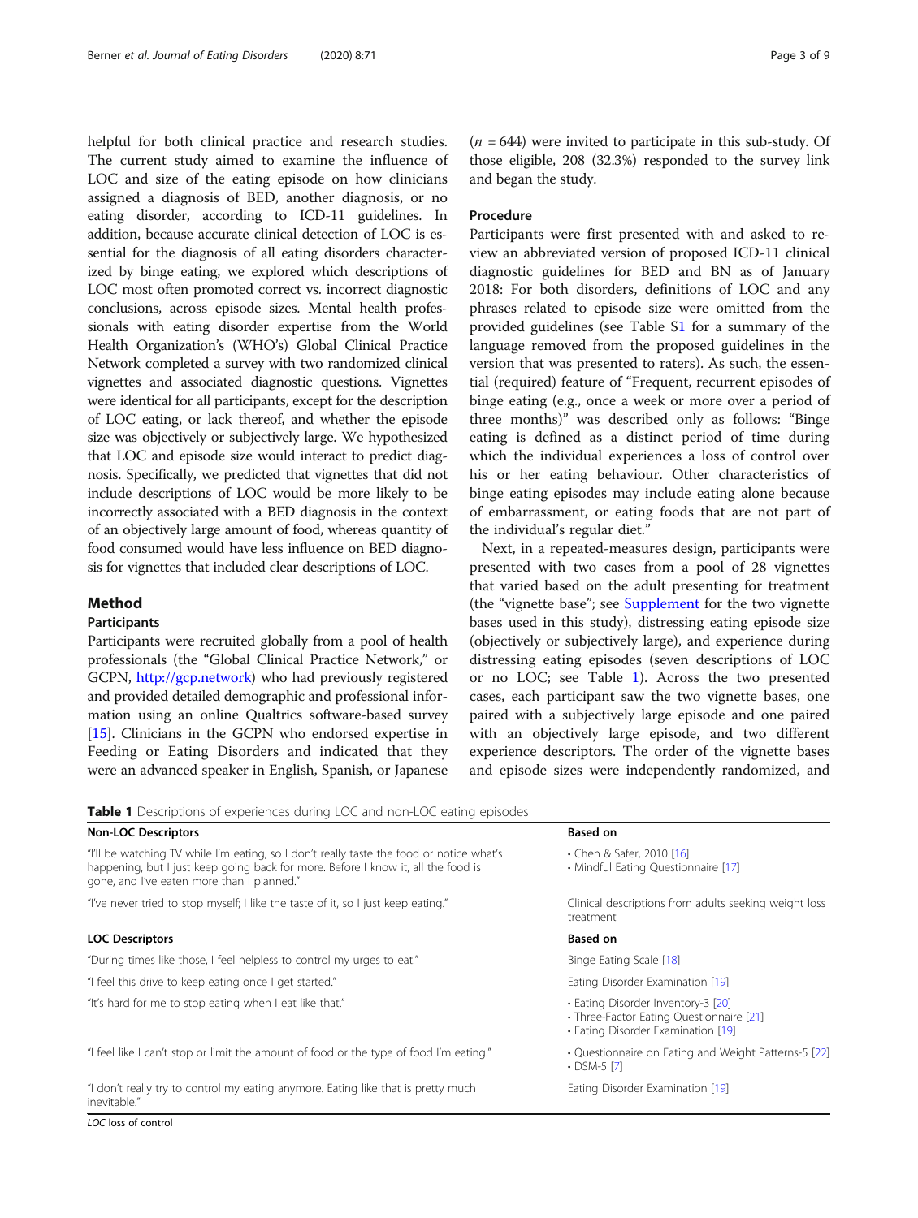helpful for both clinical practice and research studies. The current study aimed to examine the influence of LOC and size of the eating episode on how clinicians assigned a diagnosis of BED, another diagnosis, or no eating disorder, according to ICD-11 guidelines. In addition, because accurate clinical detection of LOC is essential for the diagnosis of all eating disorders characterized by binge eating, we explored which descriptions of LOC most often promoted correct vs. incorrect diagnostic conclusions, across episode sizes. Mental health professionals with eating disorder expertise from the World Health Organization's (WHO's) Global Clinical Practice Network completed a survey with two randomized clinical vignettes and associated diagnostic questions. Vignettes were identical for all participants, except for the description of LOC eating, or lack thereof, and whether the episode size was objectively or subjectively large. We hypothesized that LOC and episode size would interact to predict diagnosis. Specifically, we predicted that vignettes that did not include descriptions of LOC would be more likely to be incorrectly associated with a BED diagnosis in the context of an objectively large amount of food, whereas quantity of food consumed would have less influence on BED diagnosis for vignettes that included clear descriptions of LOC.

## Method

### Participants

Participants were recruited globally from a pool of health professionals (the "Global Clinical Practice Network," or GCPN, http://gcp.network) who had previously registered and provided detailed demographic and professional information using an online Qualtrics software-based survey [15]. Clinicians in the GCPN who endorsed expertise in Feeding or Eating Disorders and indicated that they were an advanced speaker in English, Spanish, or Japanese ($n = 644$) were invited to participate in this sub-study. Of those eligible, 208 (32.3%) responded to the survey link and began the study.

### Procedure

Participants were first presented with and asked to review an abbreviated version of proposed ICD-11 clinical diagnostic guidelines for BED and BN as of January 2018: For both disorders, definitions of LOC and any phrases related to episode size were omitted from the provided guidelines (see Table S1 for a summary of the language removed from the proposed guidelines in the version that was presented to raters). As such, the essential (required) feature of "Frequent, recurrent episodes of binge eating (e.g., once a week or more over a period of three months)" was described only as follows: "Binge eating is defined as a distinct period of time during which the individual experiences a loss of control over his or her eating behaviour. Other characteristics of binge eating episodes may include eating alone because of embarrassment, or eating foods that are not part of the individual's regular diet."

Next, in a repeated-measures design, participants were presented with two cases from a pool of 28 vignettes that varied based on the adult presenting for treatment (the "vignette base"; see Supplement for the two vignette bases used in this study), distressing eating episode size (objectively or subjectively large), and experience during distressing eating episodes (seven descriptions of LOC or no LOC; see Table 1). Across the two presented cases, each participant saw the two vignette bases, one paired with a subjectively large episode and one paired with an objectively large episode, and two different experience descriptors. The order of the vignette bases and episode sizes were independently randomized, and

**Table 1** Descriptions of experiences during LOC and non-LOC eating episodes

| Non-LOC Descriptors | Based on |
|---|---|
| "I'll be watching TV while I'm eating, so I don't really taste the food or notice what's happening, but I just keep going back for more. Before I know it, all the food is gone, and I've eaten more than I planned." | • Chen & Safer, 2010 [16]<br>• Mindful Eating Questionnaire [17] |
| "I've never tried to stop myself; I like the taste of it, so I just keep eating." | Clinical descriptions from adults seeking weight loss treatment |
| **LOC Descriptors** | **Based on** |
| "During times like those, I feel helpless to control my urges to eat." | Binge Eating Scale [18] |
| "I feel this drive to keep eating once I get started." | Eating Disorder Examination [19] |
| "It's hard for me to stop eating when I eat like that." | • Eating Disorder Inventory-3 [20]<br>• Three-Factor Eating Questionnaire [21]<br>• Eating Disorder Examination [19] |
| "I feel like I can't stop or limit the amount of food or the type of food I'm eating." | • Questionnaire on Eating and Weight Patterns-5 [22]<br>• DSM-5 [7] |
| "I don't really try to control my eating anymore. Eating like that is pretty much inevitable." | Eating Disorder Examination [19] |

*LOC* loss of control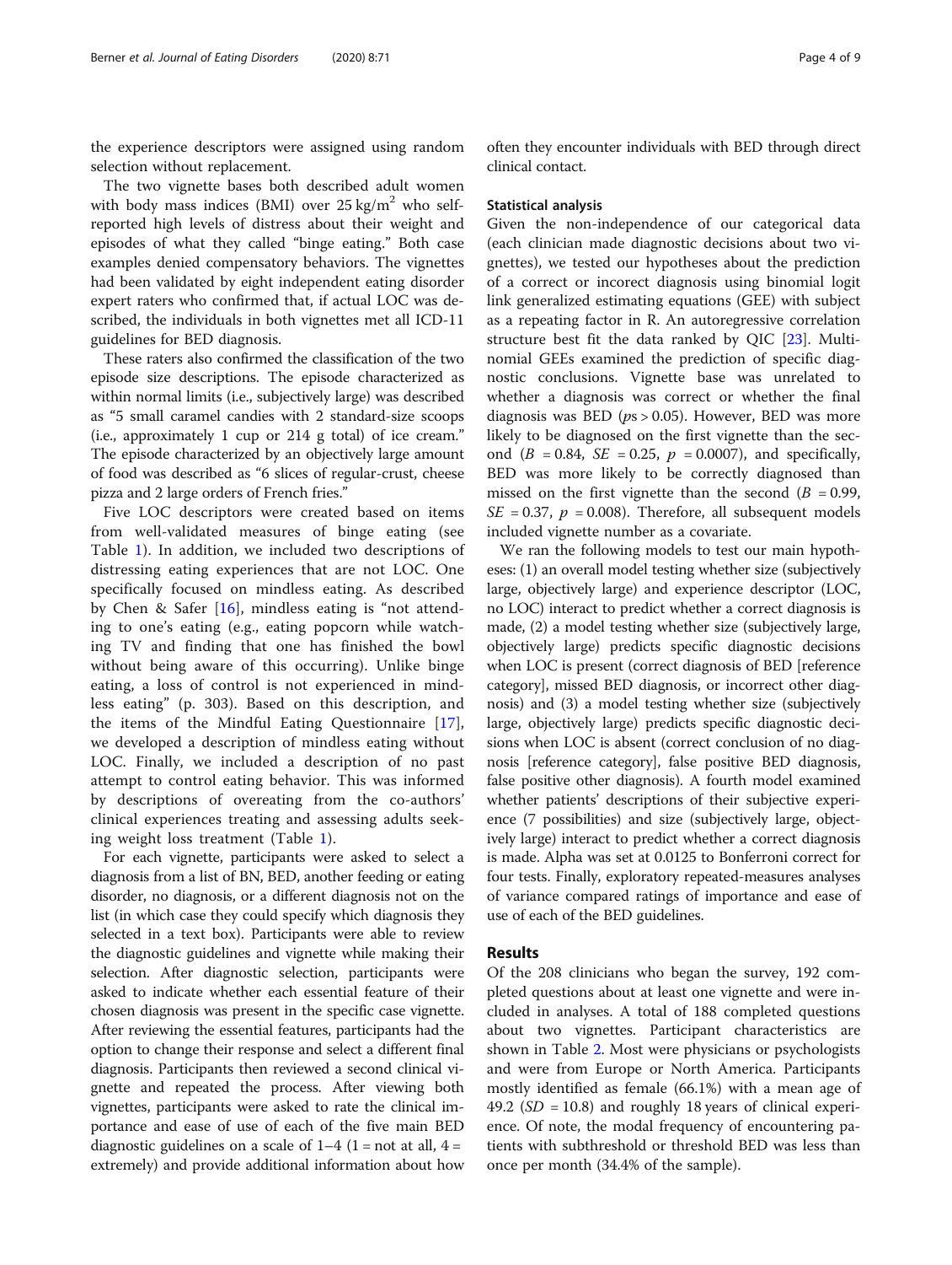the experience descriptors were assigned using random selection without replacement.

The two vignette bases both described adult women with body mass indices (BMI) over 25 kg/m$^2$ who self-reported high levels of distress about their weight and episodes of what they called "binge eating." Both case examples denied compensatory behaviors. The vignettes had been validated by eight independent eating disorder expert raters who confirmed that, if actual LOC was described, the individuals in both vignettes met all ICD-11 guidelines for BED diagnosis.

These raters also confirmed the classification of the two episode size descriptions. The episode characterized as within normal limits (i.e., subjectively large) was described as "5 small caramel candies with 2 standard-size scoops (i.e., approximately 1 cup or 214 g total) of ice cream." The episode characterized by an objectively large amount of food was described as "6 slices of regular-crust, cheese pizza and 2 large orders of French fries."

Five LOC descriptors were created based on items from well-validated measures of binge eating (see Table 1). In addition, we included two descriptions of distressing eating experiences that are not LOC. One specifically focused on mindless eating. As described by Chen & Safer [16], mindless eating is "not attending to one's eating (e.g., eating popcorn while watching TV and finding that one has finished the bowl without being aware of this occurring). Unlike binge eating, a loss of control is not experienced in mindless eating" (p. 303). Based on this description, and the items of the Mindful Eating Questionnaire [17], we developed a description of mindless eating without LOC. Finally, we included a description of no past attempt to control eating behavior. This was informed by descriptions of overeating from the co-authors' clinical experiences treating and assessing adults seeking weight loss treatment (Table 1).

For each vignette, participants were asked to select a diagnosis from a list of BN, BED, another feeding or eating disorder, no diagnosis, or a different diagnosis not on the list (in which case they could specify which diagnosis they selected in a text box). Participants were able to review the diagnostic guidelines and vignette while making their selection. After diagnostic selection, participants were asked to indicate whether each essential feature of their chosen diagnosis was present in the specific case vignette. After reviewing the essential features, participants had the option to change their response and select a different final diagnosis. Participants then reviewed a second clinical vignette and repeated the process. After viewing both vignettes, participants were asked to rate the clinical importance and ease of use of each of the five main BED diagnostic guidelines on a scale of 1–4 (1 = not at all, 4 = extremely) and provide additional information about how often they encounter individuals with BED through direct clinical contact.

### Statistical analysis

Given the non-independence of our categorical data (each clinician made diagnostic decisions about two vignettes), we tested our hypotheses about the prediction of a correct or incorect diagnosis using binomial logit link generalized estimating equations (GEE) with subject as a repeating factor in R. An autoregressive correlation structure best fit the data ranked by QIC [23]. Multinomial GEEs examined the prediction of specific diagnostic conclusions. Vignette base was unrelated to whether a diagnosis was correct or whether the final diagnosis was BED ($p$s > 0.05). However, BED was more likely to be diagnosed on the first vignette than the second ($B$ = 0.84, $SE$ = 0.25, $p$ = 0.0007), and specifically, BED was more likely to be correctly diagnosed than missed on the first vignette than the second ($B$ = 0.99, $SE$ = 0.37, $p$ = 0.008). Therefore, all subsequent models included vignette number as a covariate.

We ran the following models to test our main hypotheses: (1) an overall model testing whether size (subjectively large, objectively large) and experience descriptor (LOC, no LOC) interact to predict whether a correct diagnosis is made, (2) a model testing whether size (subjectively large, objectively large) predicts specific diagnostic decisions when LOC is present (correct diagnosis of BED [reference category], missed BED diagnosis, or incorrect other diagnosis) and (3) a model testing whether size (subjectively large, objectively large) predicts specific diagnostic decisions when LOC is absent (correct conclusion of no diagnosis [reference category], false positive BED diagnosis, false positive other diagnosis). A fourth model examined whether patients' descriptions of their subjective experience (7 possibilities) and size (subjectively large, objectively large) interact to predict whether a correct diagnosis is made. Alpha was set at 0.0125 to Bonferroni correct for four tests. Finally, exploratory repeated-measures analyses of variance compared ratings of importance and ease of use of each of the BED guidelines.

## Results

Of the 208 clinicians who began the survey, 192 completed questions about at least one vignette and were included in analyses. A total of 188 completed questions about two vignettes. Participant characteristics are shown in Table 2. Most were physicians or psychologists and were from Europe or North America. Participants mostly identified as female (66.1%) with a mean age of 49.2 ($SD$ = 10.8) and roughly 18 years of clinical experience. Of note, the modal frequency of encountering patients with subthreshold or threshold BED was less than once per month (34.4% of the sample).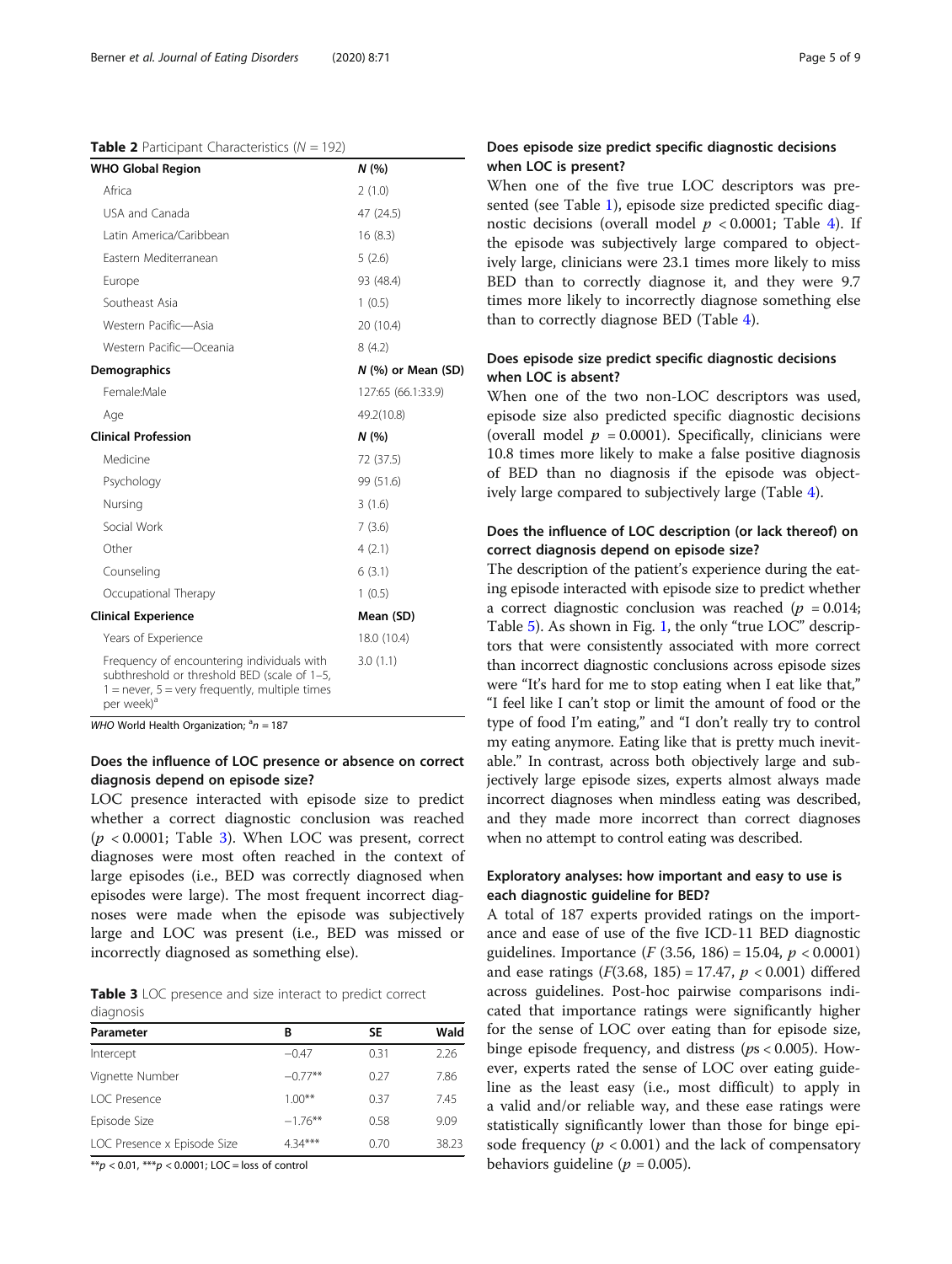**Table 2** Participant Characteristics ($N = 192$)

| WHO Global Region | N (%) |
|---|---|
| Africa | 2 (1.0) |
| USA and Canada | 47 (24.5) |
| Latin America/Caribbean | 16 (8.3) |
| Eastern Mediterranean | 5 (2.6) |
| Europe | 93 (48.4) |
| Southeast Asia | 1 (0.5) |
| Western Pacific—Asia | 20 (10.4) |
| Western Pacific—Oceania | 8 (4.2) |
| **Demographics** | **N (%) or Mean (SD)** |
| Female:Male | 127:65 (66.1:33.9) |
| Age | 49.2(10.8) |
| **Clinical Profession** | **N (%)** |
| Medicine | 72 (37.5) |
| Psychology | 99 (51.6) |
| Nursing | 3 (1.6) |
| Social Work | 7 (3.6) |
| Other | 4 (2.1) |
| Counseling | 6 (3.1) |
| Occupational Therapy | 1 (0.5) |
| **Clinical Experience** | **Mean (SD)** |
| Years of Experience | 18.0 (10.4) |
| Frequency of encountering individuals with subthreshold or threshold BED (scale of 1–5, 1 = never, 5 = very frequently, multiple times per week)[a] | 3.0 (1.1) |

*WHO* World Health Organization; [a]$n = 187$

### Does the influence of LOC presence or absence on correct diagnosis depend on episode size?

LOC presence interacted with episode size to predict whether a correct diagnostic conclusion was reached ($p < 0.0001$; Table 3). When LOC was present, correct diagnoses were most often reached in the context of large episodes (i.e., BED was correctly diagnosed when episodes were large). The most frequent incorrect diagnoses were made when the episode was subjectively large and LOC was present (i.e., BED was missed or incorrectly diagnosed as something else).

**Table 3** LOC presence and size interact to predict correct diagnosis

| Parameter | B | SE | Wald |
|---|---|---|---|
| Intercept | −0.47 | 0.31 | 2.26 |
| Vignette Number | −0.77** | 0.27 | 7.86 |
| LOC Presence | 1.00** | 0.37 | 7.45 |
| Episode Size | −1.76** | 0.58 | 9.09 |
| LOC Presence x Episode Size | 4.34*** | 0.70 | 38.23 |

**$p < 0.01$, ***$p < 0.0001$; LOC = loss of control

### Does episode size predict specific diagnostic decisions when LOC is present?

When one of the five true LOC descriptors was presented (see Table 1), episode size predicted specific diagnostic decisions (overall model $p < 0.0001$; Table 4). If the episode was subjectively large compared to objectively large, clinicians were 23.1 times more likely to miss BED than to correctly diagnose it, and they were 9.7 times more likely to incorrectly diagnose something else than to correctly diagnose BED (Table 4).

### Does episode size predict specific diagnostic decisions when LOC is absent?

When one of the two non-LOC descriptors was used, episode size also predicted specific diagnostic decisions (overall model $p = 0.0001$). Specifically, clinicians were 10.8 times more likely to make a false positive diagnosis of BED than no diagnosis if the episode was objectively large compared to subjectively large (Table 4).

### Does the influence of LOC description (or lack thereof) on correct diagnosis depend on episode size?

The description of the patient's experience during the eating episode interacted with episode size to predict whether a correct diagnostic conclusion was reached ($p = 0.014$; Table 5). As shown in Fig. 1, the only "true LOC" descriptors that were consistently associated with more correct than incorrect diagnostic conclusions across episode sizes were "It's hard for me to stop eating when I eat like that," "I feel like I can't stop or limit the amount of food or the type of food I'm eating," and "I don't really try to control my eating anymore. Eating like that is pretty much inevitable." In contrast, across both objectively large and subjectively large episode sizes, experts almost always made incorrect diagnoses when mindless eating was described, and they made more incorrect than correct diagnoses when no attempt to control eating was described.

### Exploratory analyses: how important and easy to use is each diagnostic guideline for BED?

A total of 187 experts provided ratings on the importance and ease of use of the five ICD-11 BED diagnostic guidelines. Importance ($F$ (3.56, 186) = 15.04, $p < 0.0001$) and ease ratings ($F$(3.68, 185) = 17.47, $p < 0.001$) differed across guidelines. Post-hoc pairwise comparisons indicated that importance ratings were significantly higher for the sense of LOC over eating than for episode size, binge episode frequency, and distress ($p$s < 0.005). However, experts rated the sense of LOC over eating guideline as the least easy (i.e., most difficult) to apply in a valid and/or reliable way, and these ease ratings were statistically significantly lower than those for binge episode frequency ($p < 0.001$) and the lack of compensatory behaviors guideline ($p = 0.005$).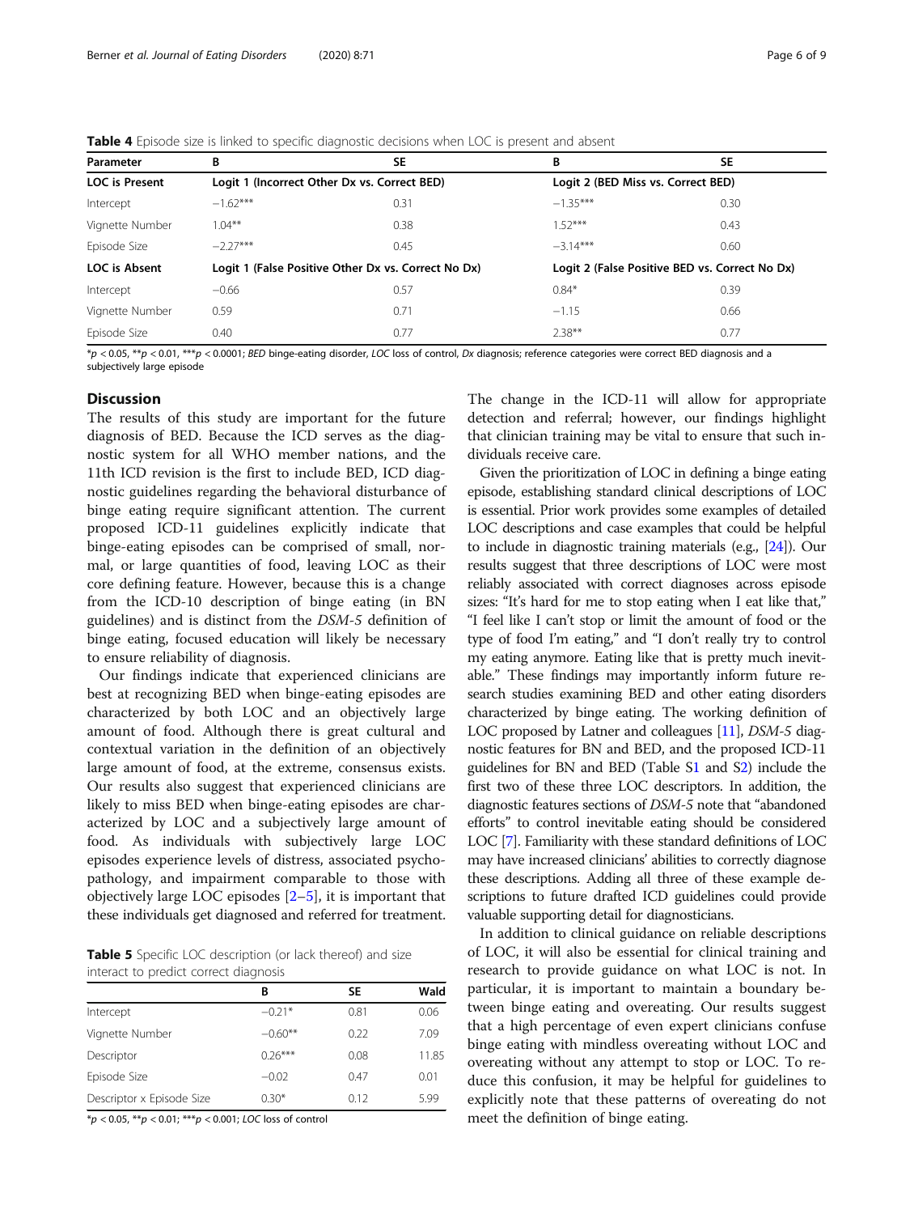**Table 4** Episode size is linked to specific diagnostic decisions when LOC is present and absent

| Parameter | B | SE | B | SE |
|---|---|---|---|---|
| **LOC is Present** | **Logit 1 (Incorrect Other Dx vs. Correct BED)** | | **Logit 2 (BED Miss vs. Correct BED)** | |
| Intercept | −1.62*** | 0.31 | −1.35*** | 0.30 |
| Vignette Number | 1.04** | 0.38 | 1.52*** | 0.43 |
| Episode Size | −2.27*** | 0.45 | −3.14*** | 0.60 |
| **LOC is Absent** | **Logit 1 (False Positive Other Dx vs. Correct No Dx)** | | **Logit 2 (False Positive BED vs. Correct No Dx)** | |
| Intercept | −0.66 | 0.57 | 0.84* | 0.39 |
| Vignette Number | 0.59 | 0.71 | −1.15 | 0.66 |
| Episode Size | 0.40 | 0.77 | 2.38** | 0.77 |

*$p < 0.05$, **$p < 0.01$, ***$p < 0.0001$; *BED* binge-eating disorder, *LOC* loss of control, *Dx* diagnosis; reference categories were correct BED diagnosis and a subjectively large episode

## Discussion

The results of this study are important for the future diagnosis of BED. Because the ICD serves as the diagnostic system for all WHO member nations, and the 11th ICD revision is the first to include BED, ICD diagnostic guidelines regarding the behavioral disturbance of binge eating require significant attention. The current proposed ICD-11 guidelines explicitly indicate that binge-eating episodes can be comprised of small, normal, or large quantities of food, leaving LOC as their core defining feature. However, because this is a change from the ICD-10 description of binge eating (in BN guidelines) and is distinct from the *DSM-5* definition of binge eating, focused education will likely be necessary to ensure reliability of diagnosis.

Our findings indicate that experienced clinicians are best at recognizing BED when binge-eating episodes are characterized by both LOC and an objectively large amount of food. Although there is great cultural and contextual variation in the definition of an objectively large amount of food, at the extreme, consensus exists. Our results also suggest that experienced clinicians are likely to miss BED when binge-eating episodes are characterized by LOC and a subjectively large amount of food. As individuals with subjectively large LOC episodes experience levels of distress, associated psychopathology, and impairment comparable to those with objectively large LOC episodes [2–5], it is important that these individuals get diagnosed and referred for treatment.

**Table 5** Specific LOC description (or lack thereof) and size interact to predict correct diagnosis

| | B | SE | Wald |
|---|---|---|---|
| Intercept | −0.21* | 0.81 | 0.06 |
| Vignette Number | −0.60** | 0.22 | 7.09 |
| Descriptor | 0.26*** | 0.08 | 11.85 |
| Episode Size | −0.02 | 0.47 | 0.01 |
| Descriptor x Episode Size | 0.30* | 0.12 | 5.99 |

*$p < 0.05$, **$p < 0.01$; ***$p < 0.001$; *LOC* loss of control

The change in the ICD-11 will allow for appropriate detection and referral; however, our findings highlight that clinician training may be vital to ensure that such individuals receive care.

Given the prioritization of LOC in defining a binge eating episode, establishing standard clinical descriptions of LOC is essential. Prior work provides some examples of detailed LOC descriptions and case examples that could be helpful to include in diagnostic training materials (e.g., [24]). Our results suggest that three descriptions of LOC were most reliably associated with correct diagnoses across episode sizes: "It's hard for me to stop eating when I eat like that," "I feel like I can't stop or limit the amount of food or the type of food I'm eating," and "I don't really try to control my eating anymore. Eating like that is pretty much inevitable." These findings may importantly inform future research studies examining BED and other eating disorders characterized by binge eating. The working definition of LOC proposed by Latner and colleagues [11], *DSM-5* diagnostic features for BN and BED, and the proposed ICD-11 guidelines for BN and BED (Table S1 and S2) include the first two of these three LOC descriptors. In addition, the diagnostic features sections of *DSM-5* note that "abandoned efforts" to control inevitable eating should be considered LOC [7]. Familiarity with these standard definitions of LOC may have increased clinicians' abilities to correctly diagnose these descriptions. Adding all three of these example descriptions to future drafted ICD guidelines could provide valuable supporting detail for diagnosticians.

In addition to clinical guidance on reliable descriptions of LOC, it will also be essential for clinical training and research to provide guidance on what LOC is not. In particular, it is important to maintain a boundary between binge eating and overeating. Our results suggest that a high percentage of even expert clinicians confuse binge eating with mindless overeating without LOC and overeating without any attempt to stop or LOC. To reduce this confusion, it may be helpful for guidelines to explicitly note that these patterns of overeating do not meet the definition of binge eating.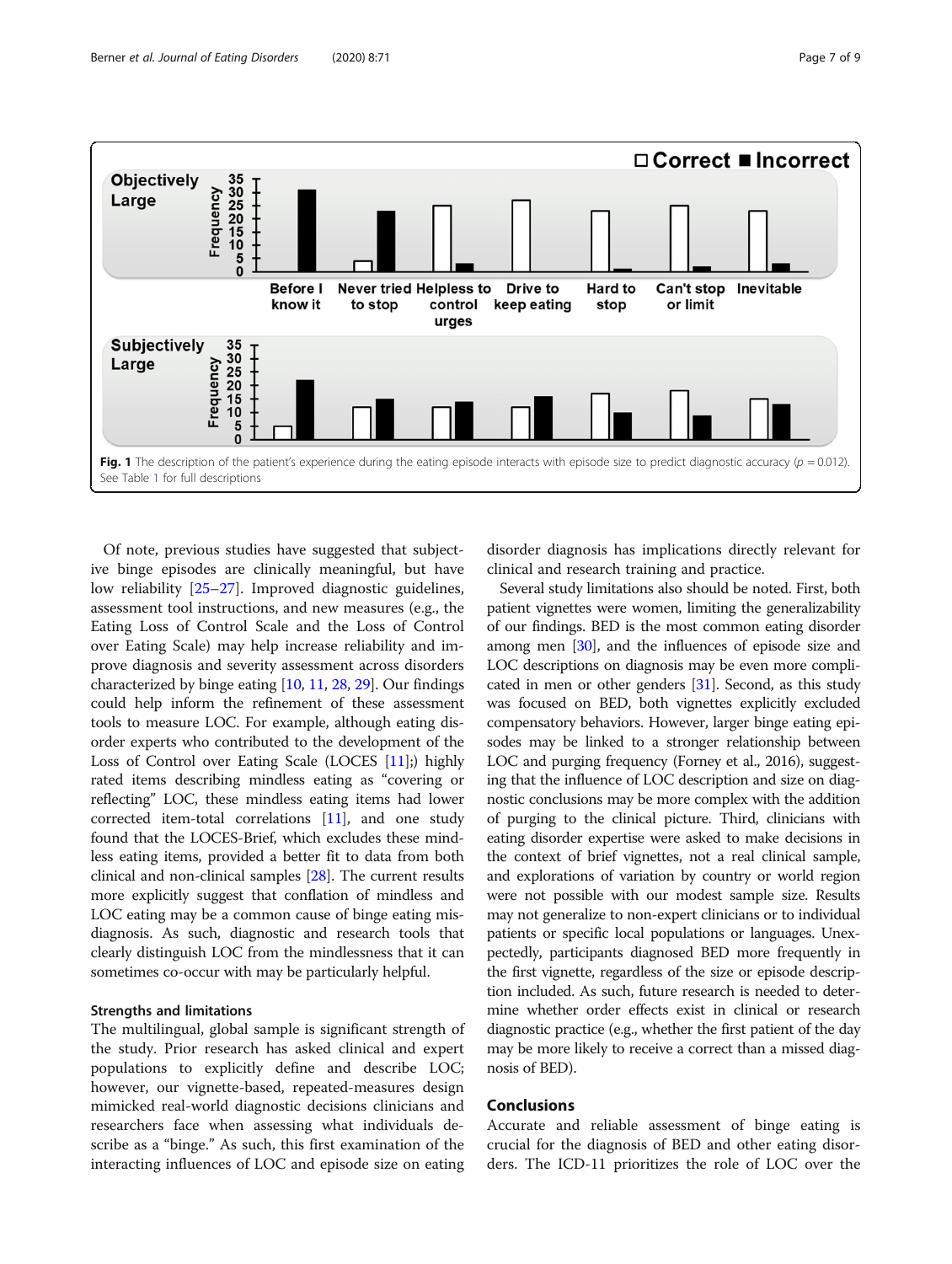**Fig. 1** The description of the patient's experience during the eating episode interacts with episode size to predict diagnostic accuracy ($p = 0.012$). See Table 1 for full descriptions

Of note, previous studies have suggested that subjective binge episodes are clinically meaningful, but have low reliability [25–27]. Improved diagnostic guidelines, assessment tool instructions, and new measures (e.g., the Eating Loss of Control Scale and the Loss of Control over Eating Scale) may help increase reliability and improve diagnosis and severity assessment across disorders characterized by binge eating [10, 11, 28, 29]. Our findings could help inform the refinement of these assessment tools to measure LOC. For example, although eating disorder experts who contributed to the development of the Loss of Control over Eating Scale (LOCES [11];) highly rated items describing mindless eating as "covering or reflecting" LOC, these mindless eating items had lower corrected item-total correlations [11], and one study found that the LOCES-Brief, which excludes these mindless eating items, provided a better fit to data from both clinical and non-clinical samples [28]. The current results more explicitly suggest that conflation of mindless and LOC eating may be a common cause of binge eating misdiagnosis. As such, diagnostic and research tools that clearly distinguish LOC from the mindlessness that it can sometimes co-occur with may be particularly helpful.

### Strengths and limitations

The multilingual, global sample is significant strength of the study. Prior research has asked clinical and expert populations to explicitly define and describe LOC; however, our vignette-based, repeated-measures design mimicked real-world diagnostic decisions clinicians and researchers face when assessing what individuals describe as a "binge." As such, this first examination of the interacting influences of LOC and episode size on eating disorder diagnosis has implications directly relevant for clinical and research training and practice.

Several study limitations also should be noted. First, both patient vignettes were women, limiting the generalizability of our findings. BED is the most common eating disorder among men [30], and the influences of episode size and LOC descriptions on diagnosis may be even more complicated in men or other genders [31]. Second, as this study was focused on BED, both vignettes explicitly excluded compensatory behaviors. However, larger binge eating episodes may be linked to a stronger relationship between LOC and purging frequency (Forney et al., 2016), suggesting that the influence of LOC description and size on diagnostic conclusions may be more complex with the addition of purging to the clinical picture. Third, clinicians with eating disorder expertise were asked to make decisions in the context of brief vignettes, not a real clinical sample, and explorations of variation by country or world region were not possible with our modest sample size. Results may not generalize to non-expert clinicians or to individual patients or specific local populations or languages. Unexpectedly, participants diagnosed BED more frequently in the first vignette, regardless of the size or episode description included. As such, future research is needed to determine whether order effects exist in clinical or research diagnostic practice (e.g., whether the first patient of the day may be more likely to receive a correct than a missed diagnosis of BED).

## Conclusions

Accurate and reliable assessment of binge eating is crucial for the diagnosis of BED and other eating disorders. The ICD-11 prioritizes the role of LOC over the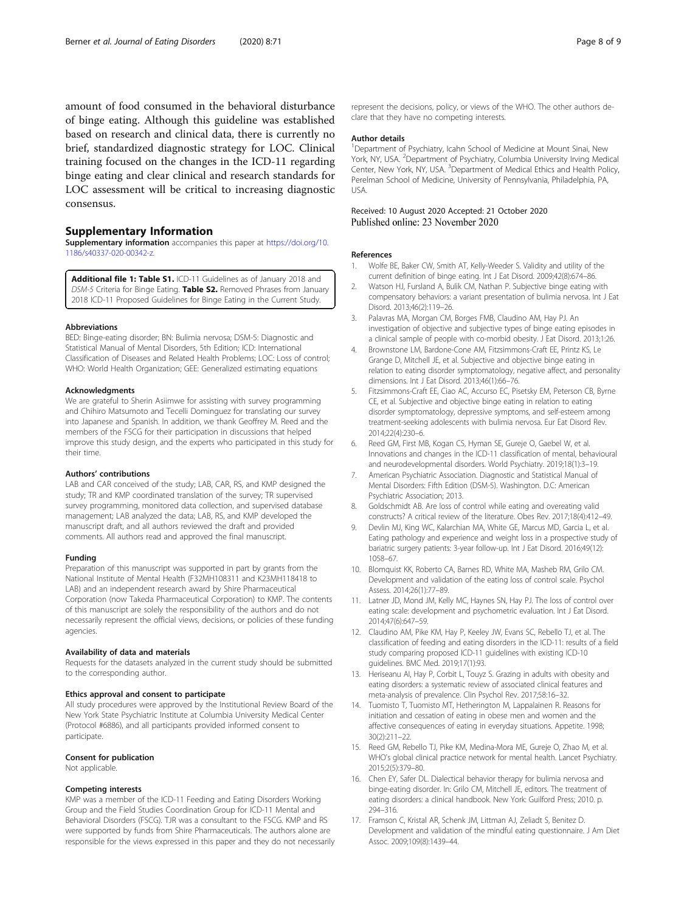amount of food consumed in the behavioral disturbance of binge eating. Although this guideline was established based on research and clinical data, there is currently no brief, standardized diagnostic strategy for LOC. Clinical training focused on the changes in the ICD-11 regarding binge eating and clear clinical and research standards for LOC assessment will be critical to increasing diagnostic consensus.

## Supplementary Information

**Supplementary information** accompanies this paper at https://doi.org/10.1186/s40337-020-00342-z.

**Additional file 1: Table S1.** ICD-11 Guidelines as of January 2018 and *DSM-5* Criteria for Binge Eating. **Table S2.** Removed Phrases from January 2018 ICD-11 Proposed Guidelines for Binge Eating in the Current Study.

#### Abbreviations

BED: Binge-eating disorder; BN: Bulimia nervosa; DSM-5: Diagnostic and Statistical Manual of Mental Disorders, 5th Edition; ICD: International Classification of Diseases and Related Health Problems; LOC: Loss of control; WHO: World Health Organization; GEE: Generalized estimating equations

#### Acknowledgments

We are grateful to Sherin Asiimwe for assisting with survey programming and Chihiro Matsumoto and Tecelli Dominguez for translating our survey into Japanese and Spanish. In addition, we thank Geoffrey M. Reed and the members of the FSCG for their participation in discussions that helped improve this study design, and the experts who participated in this study for their time.

#### Authors' contributions

LAB and CAR conceived of the study; LAB, CAR, RS, and KMP designed the study; TR and KMP coordinated translation of the survey; TR supervised survey programming, monitored data collection, and supervised database management; LAB analyzed the data; LAB, RS, and KMP developed the manuscript draft, and all authors reviewed the draft and provided comments. All authors read and approved the final manuscript.

#### Funding

Preparation of this manuscript was supported in part by grants from the National Institute of Mental Health (F32MH108311 and K23MH118418 to LAB) and an independent research award by Shire Pharmaceutical Corporation (now Takeda Pharmaceutical Corporation) to KMP. The contents of this manuscript are solely the responsibility of the authors and do not necessarily represent the official views, decisions, or policies of these funding agencies.

#### Availability of data and materials

Requests for the datasets analyzed in the current study should be submitted to the corresponding author.

#### Ethics approval and consent to participate

All study procedures were approved by the Institutional Review Board of the New York State Psychiatric Institute at Columbia University Medical Center (Protocol #6886), and all participants provided informed consent to participate.

#### Consent for publication

Not applicable.

#### Competing interests

KMP was a member of the ICD-11 Feeding and Eating Disorders Working Group and the Field Studies Coordination Group for ICD-11 Mental and Behavioral Disorders (FSCG). TJR was a consultant to the FSCG. KMP and RS were supported by funds from Shire Pharmaceuticals. The authors alone are responsible for the views expressed in this paper and they do not necessarily represent the decisions, policy, or views of the WHO. The other authors declare that they have no competing interests.

#### Author details

[1]Department of Psychiatry, Icahn School of Medicine at Mount Sinai, New York, NY, USA. [2]Department of Psychiatry, Columbia University Irving Medical Center, New York, NY, USA. [3]Department of Medical Ethics and Health Policy, Perelman School of Medicine, University of Pennsylvania, Philadelphia, PA, USA.

Received: 10 August 2020 Accepted: 21 October 2020
Published online: 23 November 2020

#### References

1. Wolfe BE, Baker CW, Smith AT, Kelly-Weeder S. Validity and utility of the current definition of binge eating. Int J Eat Disord. 2009;42(8):674–86.
2. Watson HJ, Fursland A, Bulik CM, Nathan P. Subjective binge eating with compensatory behaviors: a variant presentation of bulimia nervosa. Int J Eat Disord. 2013;46(2):119–26.
3. Palavras MA, Morgan CM, Borges FMB, Claudino AM, Hay PJ. An investigation of objective and subjective types of binge eating episodes in a clinical sample of people with co-morbid obesity. J Eat Disord. 2013;1:26.
4. Brownstone LM, Bardone-Cone AM, Fitzsimmons-Craft EE, Printz KS, Le Grange D, Mitchell JE, et al. Subjective and objective binge eating in relation to eating disorder symptomatology, negative affect, and personality dimensions. Int J Eat Disord. 2013;46(1):66–76.
5. Fitzsimmons-Craft EE, Ciao AC, Accurso EC, Pisetsky EM, Peterson CB, Byrne CE, et al. Subjective and objective binge eating in relation to eating disorder symptomatology, depressive symptoms, and self-esteem among treatment-seeking adolescents with bulimia nervosa. Eur Eat Disord Rev. 2014;22(4):230–6.
6. Reed GM, First MB, Kogan CS, Hyman SE, Gureje O, Gaebel W, et al. Innovations and changes in the ICD-11 classification of mental, behavioural and neurodevelopmental disorders. World Psychiatry. 2019;18(1):3–19.
7. American Psychiatric Association. Diagnostic and Statistical Manual of Mental Disorders: Fifth Edition (DSM-5). Washington. D.C: American Psychiatric Association; 2013.
8. Goldschmidt AB. Are loss of control while eating and overeating valid constructs? A critical review of the literature. Obes Rev. 2017;18(4):412–49.
9. Devlin MJ, King WC, Kalarchian MA, White GE, Marcus MD, Garcia L, et al. Eating pathology and experience and weight loss in a prospective study of bariatric surgery patients: 3-year follow-up. Int J Eat Disord. 2016;49(12):1058–67.
10. Blomquist KK, Roberto CA, Barnes RD, White MA, Masheb RM, Grilo CM. Development and validation of the eating loss of control scale. Psychol Assess. 2014;26(1):77–89.
11. Latner JD, Mond JM, Kelly MC, Haynes SN, Hay PJ. The loss of control over eating scale: development and psychometric evaluation. Int J Eat Disord. 2014;47(6):647–59.
12. Claudino AM, Pike KM, Hay P, Keeley JW, Evans SC, Rebello TJ, et al. The classification of feeding and eating disorders in the ICD-11: results of a field study comparing proposed ICD-11 guidelines with existing ICD-10 guidelines. BMC Med. 2019;17(1):93.
13. Heriseanu AI, Hay P, Corbit L, Touyz S. Grazing in adults with obesity and eating disorders: a systematic review of associated clinical features and meta-analysis of prevalence. Clin Psychol Rev. 2017;58:16–32.
14. Tuomisto T, Tuomisto MT, Hetherington M, Lappalainen R. Reasons for initiation and cessation of eating in obese men and women and the affective consequences of eating in everyday situations. Appetite. 1998;30(2):211–22.
15. Reed GM, Rebello TJ, Pike KM, Medina-Mora ME, Gureje O, Zhao M, et al. WHO's global clinical practice network for mental health. Lancet Psychiatry. 2015;2(5):379–80.
16. Chen EY, Safer DL. Dialectical behavior therapy for bulimia nervosa and binge-eating disorder. In: Grilo CM, Mitchell JE, editors. The treatment of eating disorders: a clinical handbook. New York: Guilford Press; 2010. p. 294–316.
17. Framson C, Kristal AR, Schenk JM, Littman AJ, Zeliadt S, Benitez D. Development and validation of the mindful eating questionnaire. J Am Diet Assoc. 2009;109(8):1439–44.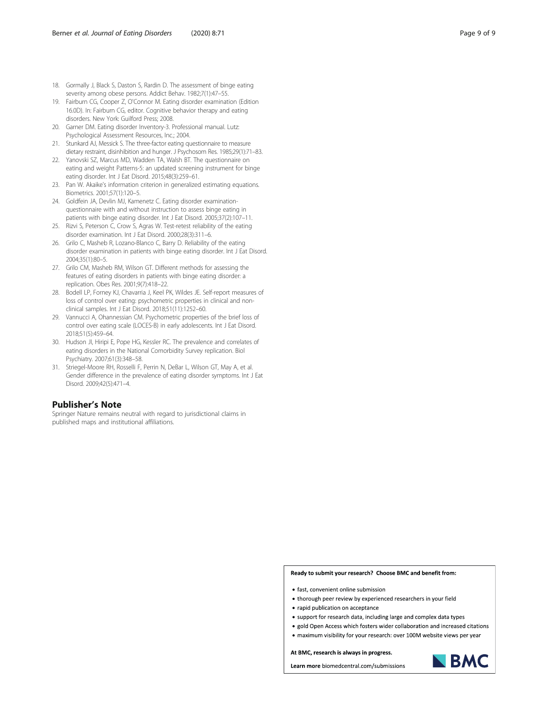18. Gormally J, Black S, Daston S, Rardin D. The assessment of binge eating severity among obese persons. Addict Behav. 1982;7(1):47–55.
19. Fairburn CG, Cooper Z, O'Connor M. Eating disorder examination (Edition 16.0D). In: Fairburn CG, editor. Cognitive behavior therapy and eating disorders. New York: Guilford Press; 2008.
20. Garner DM. Eating disorder Inventory-3. Professional manual. Lutz: Psychological Assessment Resources, Inc.; 2004.
21. Stunkard AJ, Messick S. The three-factor eating questionnaire to measure dietary restraint, disinhibition and hunger. J Psychosom Res. 1985;29(1):71–83.
22. Yanovski SZ, Marcus MD, Wadden TA, Walsh BT. The questionnaire on eating and weight Patterns-5: an updated screening instrument for binge eating disorder. Int J Eat Disord. 2015;48(3):259–61.
23. Pan W. Akaike's information criterion in generalized estimating equations. Biometrics. 2001;57(1):120–5.
24. Goldfein JA, Devlin MJ, Kamenetz C. Eating disorder examination-questionnaire with and without instruction to assess binge eating in patients with binge eating disorder. Int J Eat Disord. 2005;37(2):107–11.
25. Rizvi S, Peterson C, Crow S, Agras W. Test-retest reliability of the eating disorder examination. Int J Eat Disord. 2000;28(3):311–6.
26. Grilo C, Masheb R, Lozano-Blanco C, Barry D. Reliability of the eating disorder examination in patients with binge eating disorder. Int J Eat Disord. 2004;35(1):80–5.
27. Grilo CM, Masheb RM, Wilson GT. Different methods for assessing the features of eating disorders in patients with binge eating disorder: a replication. Obes Res. 2001;9(7):418–22.
28. Bodell LP, Forney KJ, Chavarria J, Keel PK, Wildes JE. Self-report measures of loss of control over eating: psychometric properties in clinical and non-clinical samples. Int J Eat Disord. 2018;51(11):1252–60.
29. Vannucci A, Ohannessian CM. Psychometric properties of the brief loss of control over eating scale (LOCES-B) in early adolescents. Int J Eat Disord. 2018;51(5):459–64.
30. Hudson JI, Hiripi E, Pope HG, Kessler RC. The prevalence and correlates of eating disorders in the National Comorbidity Survey replication. Biol Psychiatry. 2007;61(3):348–58.
31. Striegel-Moore RH, Rosselli F, Perrin N, DeBar L, Wilson GT, May A, et al. Gender difference in the prevalence of eating disorder symptoms. Int J Eat Disord. 2009;42(5):471–4.

## Publisher's Note

Springer Nature remains neutral with regard to jurisdictional claims in published maps and institutional affiliations.

**Ready to submit your research? Choose BMC and benefit from:**

- fast, convenient online submission
- thorough peer review by experienced researchers in your field
- rapid publication on acceptance
- support for research data, including large and complex data types
- gold Open Access which fosters wider collaboration and increased citations
- maximum visibility for your research: over 100M website views per year

**At BMC, research is always in progress.**

**Learn more** biomedcentral.com/submissions

BMC